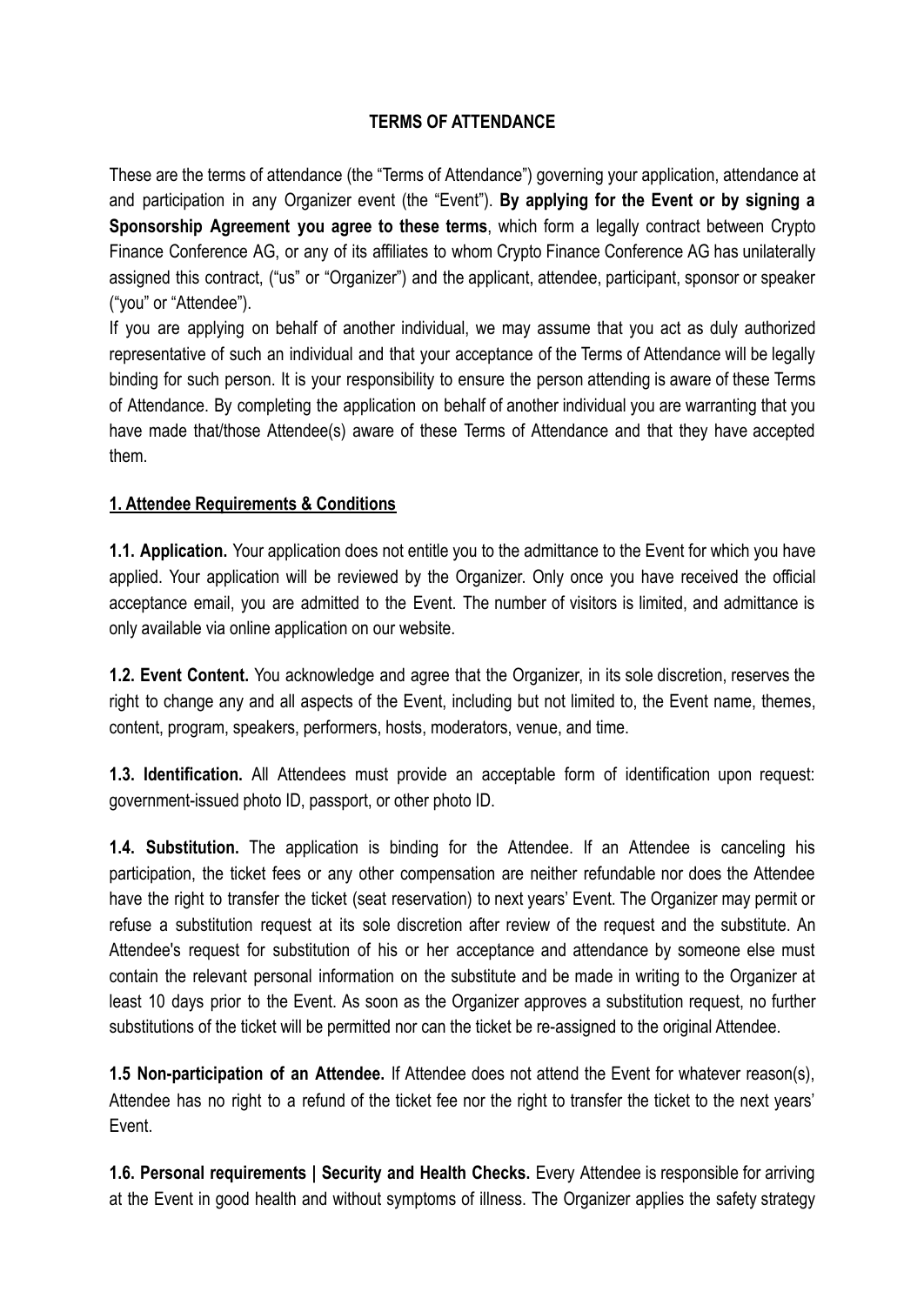# TERMS OF ATTENDANCE

These are the terms of attendance (the "Terms of Attendance") governing your application, attendance at and participation in any Organizer event (the "Event"). **By applying for the Event or by signing a Sponsorship Agreement you agree to these terms**, which form a legally contract between Crypto Finance Conference AG, or any of its affiliates to whom Crypto Finance Conference AG has unilaterally assigned this contract, ("us" or "Organizer") and the applicant, attendee, participant, sponsor or speaker ("you" or "Attendee").

If you are applying on behalf of another individual, we may assume that you act as duly authorized representative of such an individual and that your acceptance of the Terms of Attendance will be legally binding for such person. It is your responsibility to ensure the person attending is aware of these Terms of Attendance. By completing the application on behalf of another individual you are warranting that you have made that/those Attendee(s) aware of these Terms of Attendance and that they have accepted them.

## 1. Attendee Requirements & Conditions

**1.1. Application.** Your application does not entitle you to the admittance to the Event for which you have applied. Your application will be reviewed by the Organizer. Only once you have received the official acceptance email, you are admitted to the Event. The number of visitors is limited, and admittance is only available via online application on our website.

**1.2. Event Content.** You acknowledge and agree that the Organizer, in its sole discretion, reserves the right to change any and all aspects of the Event, including but not limited to, the Event name, themes, content, program, speakers, performers, hosts, moderators, venue, and time.

**1.3. Identification.** All Attendees must provide an acceptable form of identification upon request: government-issued photo ID, passport, or other photo ID.

**1.4. Substitution.** The application is binding for the Attendee. If an Attendee is canceling his participation, the ticket fees or any other compensation are neither refundable nor does the Attendee have the right to transfer the ticket (seat reservation) to next years' Event. The Organizer may permit or refuse a substitution request at its sole discretion after review of the request and the substitute. An Attendee's request for substitution of his or her acceptance and attendance by someone else must contain the relevant personal information on the substitute and be made in writing to the Organizer at least 10 days prior to the Event. As soon as the Organizer approves a substitution request, no further substitutions of the ticket will be permitted nor can the ticket be re-assigned to the original Attendee.

**1.5 Non-participation of an Attendee.** If Attendee does not attend the Event for whatever reason(s), Attendee has no right to a refund of the ticket fee nor the right to transfer the ticket to the next years' Event.

**1.6. Personal requirements | Security and Health Checks.** Every Attendee is responsible for arriving at the Event in good health and without symptoms of illness. The Organizer applies the safety strategy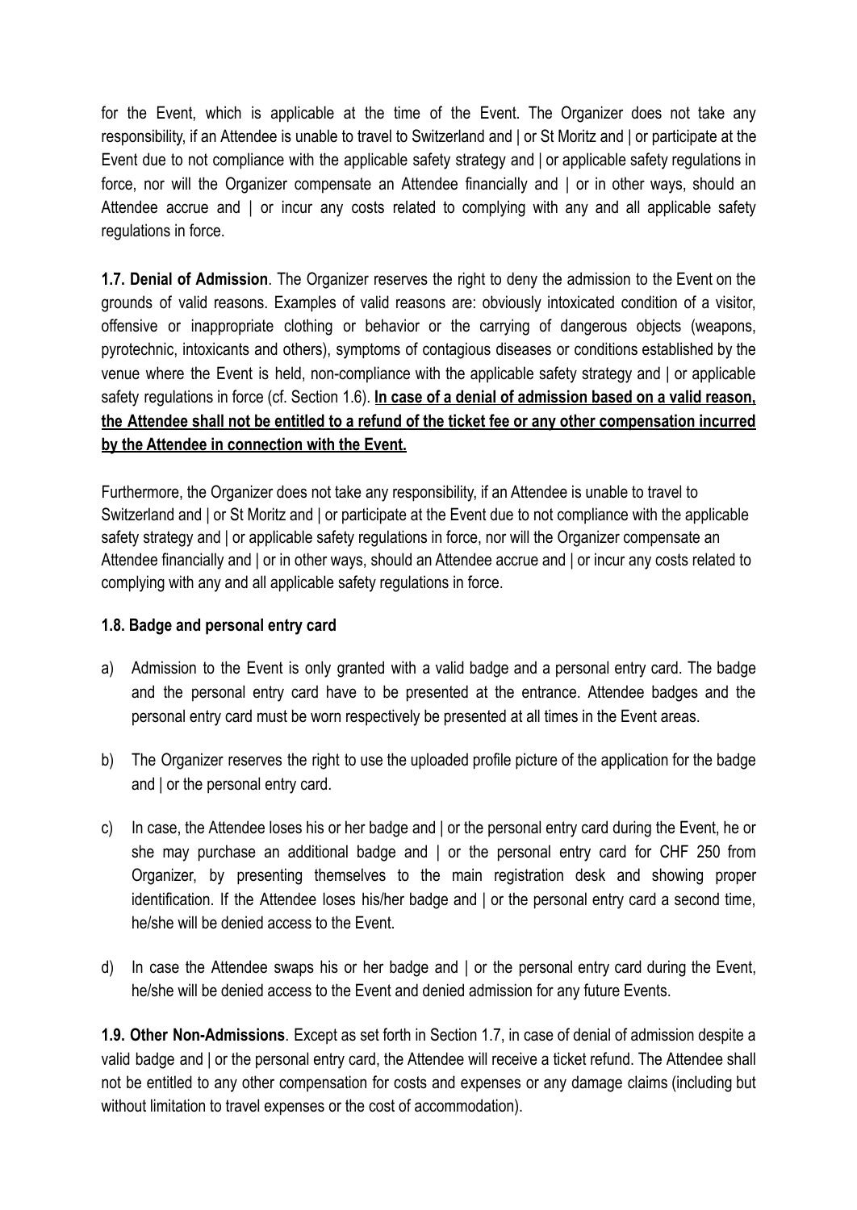for the Event, which is applicable at the time of the Event. The Organizer does not take any responsibility, if an Attendee is unable to travel to Switzerland and | or St Moritz and | or participate at the Event due to not compliance with the applicable safety strategy and | or applicable safety regulations in force, nor will the Organizer compensate an Attendee financially and | or in other ways, should an Attendee accrue and | or incur any costs related to complying with any and all applicable safety regulations in force.

**1.7. Denial of Admission**. The Organizer reserves the right to deny the admission to the Event on the grounds of valid reasons. Examples of valid reasons are: obviously intoxicated condition of a visitor, offensive or inappropriate clothing or behavior or the carrying of dangerous objects (weapons, pyrotechnic, intoxicants and others), symptoms of contagious diseases or conditions established by the venue where the Event is held, non-compliance with the applicable safety strategy and | or applicable safety regulations in force (cf. Section 1.6). **In case of a denial of admission based on a valid reason, the Attendee shall not be entitled to a refund of the ticket fee or any other compensation incurred by the Attendee in connection with the Event.**

Furthermore, the Organizer does not take any responsibility, if an Attendee is unable to travel to Switzerland and | or St Moritz and | or participate at the Event due to not compliance with the applicable safety strategy and | or applicable safety regulations in force, nor will the Organizer compensate an Attendee financially and | or in other ways, should an Attendee accrue and | or incur any costs related to complying with any and all applicable safety regulations in force.

**1.8. Badge and personal entry card**

a) Admission to the Event is only granted with a valid badge and a personal entry card. The badge and the personal entry card have to be presented at the entrance. Attendee badges and the personal entry card must be worn respectively be presented at all times in the Event areas.

b) The Organizer reserves the right to use the uploaded profile picture of the application for the badge and | or the personal entry card.

c) In case, the Attendee loses his or her badge and | or the personal entry card during the Event, he or she may purchase an additional badge and | or the personal entry card for CHF 250 from Organizer, by presenting themselves to the main registration desk and showing proper identification. If the Attendee loses his/her badge and | or the personal entry card a second time, he/she will be denied access to the Event.

d) In case the Attendee swaps his or her badge and | or the personal entry card during the Event, he/she will be denied access to the Event and denied admission for any future Events.

**1.9. Other Non-Admissions**. Except as set forth in Section 1.7, in case of denial of admission despite a valid badge and | or the personal entry card, the Attendee will receive a ticket refund. The Attendee shall not be entitled to any other compensation for costs and expenses or any damage claims (including but without limitation to travel expenses or the cost of accommodation).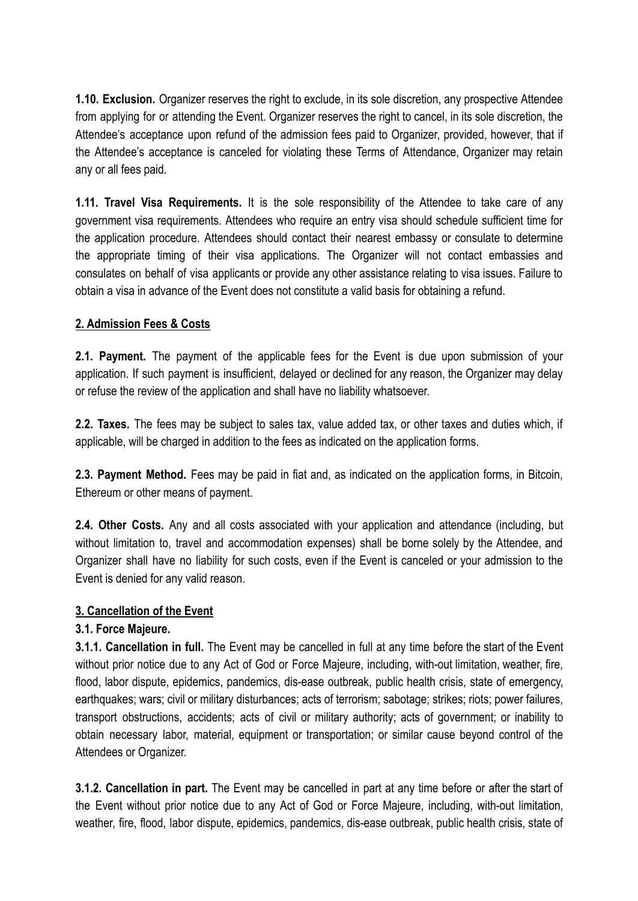**1.10. Exclusion.** Organizer reserves the right to exclude, in its sole discretion, any prospective Attendee from applying for or attending the Event. Organizer reserves the right to cancel, in its sole discretion, the Attendee's acceptance upon refund of the admission fees paid to Organizer, provided, however, that if the Attendee's acceptance is canceled for violating these Terms of Attendance, Organizer may retain any or all fees paid.

**1.11. Travel Visa Requirements.** It is the sole responsibility of the Attendee to take care of any government visa requirements. Attendees who require an entry visa should schedule sufficient time for the application procedure. Attendees should contact their nearest embassy or consulate to determine the appropriate timing of their visa applications. The Organizer will not contact embassies and consulates on behalf of visa applicants or provide any other assistance relating to visa issues. Failure to obtain a visa in advance of the Event does not constitute a valid basis for obtaining a refund.

## 2. Admission Fees & Costs

**2.1. Payment.** The payment of the applicable fees for the Event is due upon submission of your application. If such payment is insufficient, delayed or declined for any reason, the Organizer may delay or refuse the review of the application and shall have no liability whatsoever.

**2.2. Taxes.** The fees may be subject to sales tax, value added tax, or other taxes and duties which, if applicable, will be charged in addition to the fees as indicated on the application forms.

**2.3. Payment Method.** Fees may be paid in fiat and, as indicated on the application forms, in Bitcoin, Ethereum or other means of payment.

**2.4. Other Costs.** Any and all costs associated with your application and attendance (including, but without limitation to, travel and accommodation expenses) shall be borne solely by the Attendee, and Organizer shall have no liability for such costs, even if the Event is canceled or your admission to the Event is denied for any valid reason.

## 3. Cancellation of the Event

### 3.1. Force Majeure.

**3.1.1. Cancellation in full.** The Event may be cancelled in full at any time before the start of the Event without prior notice due to any Act of God or Force Majeure, including, with-out limitation, weather, fire, flood, labor dispute, epidemics, pandemics, dis-ease outbreak, public health crisis, state of emergency, earthquakes; wars; civil or military disturbances; acts of terrorism; sabotage; strikes; riots; power failures, transport obstructions, accidents; acts of civil or military authority; acts of government; or inability to obtain necessary labor, material, equipment or transportation; or similar cause beyond control of the Attendees or Organizer.

**3.1.2. Cancellation in part.** The Event may be cancelled in part at any time before or after the start of the Event without prior notice due to any Act of God or Force Majeure, including, with-out limitation, weather, fire, flood, labor dispute, epidemics, pandemics, dis-ease outbreak, public health crisis, state of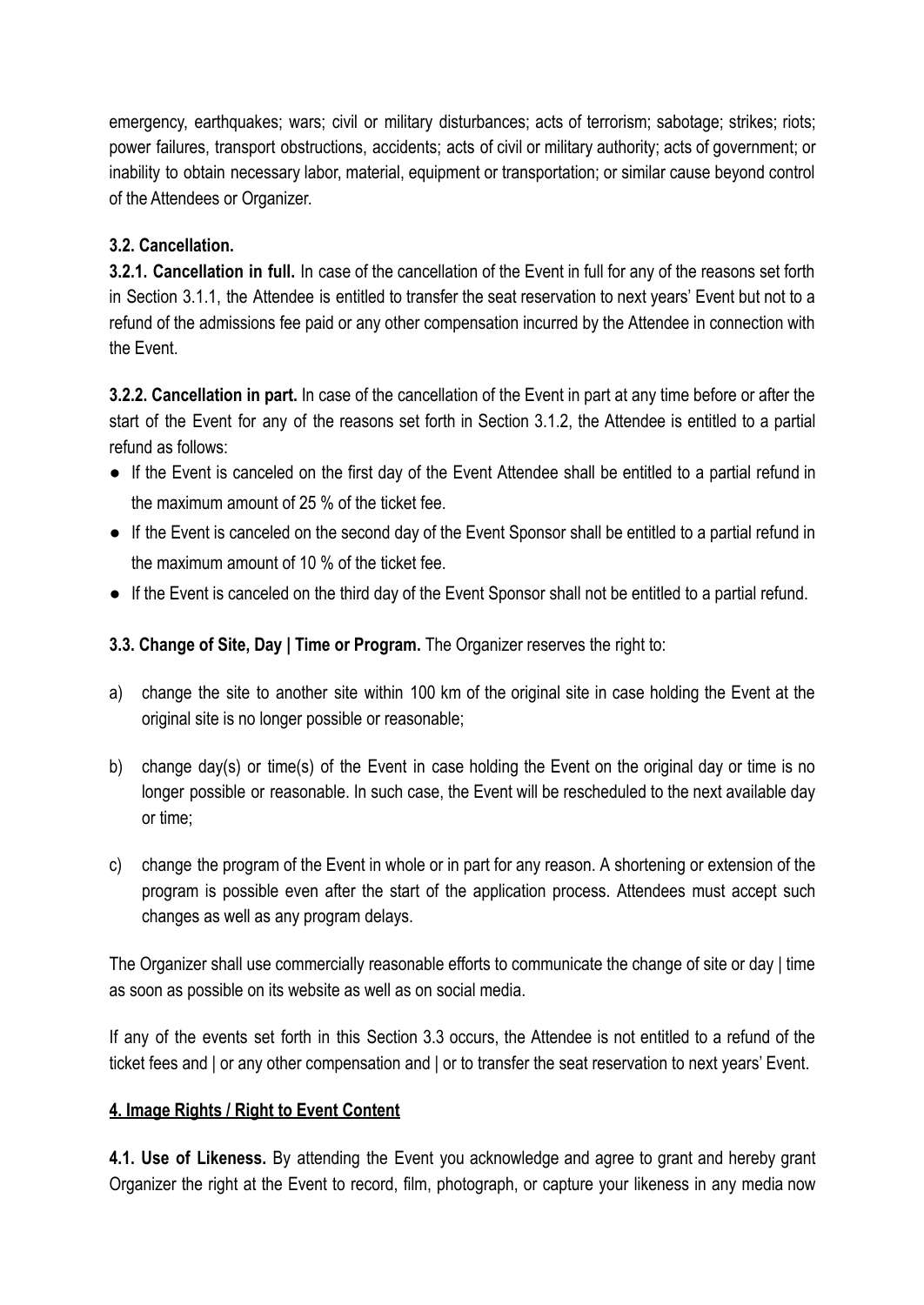emergency, earthquakes; wars; civil or military disturbances; acts of terrorism; sabotage; strikes; riots; power failures, transport obstructions, accidents; acts of civil or military authority; acts of government; or inability to obtain necessary labor, material, equipment or transportation; or similar cause beyond control of the Attendees or Organizer.

**3.2. Cancellation.**

**3.2.1. Cancellation in full.** In case of the cancellation of the Event in full for any of the reasons set forth in Section 3.1.1, the Attendee is entitled to transfer the seat reservation to next years' Event but not to a refund of the admissions fee paid or any other compensation incurred by the Attendee in connection with the Event.

**3.2.2. Cancellation in part.** In case of the cancellation of the Event in part at any time before or after the start of the Event for any of the reasons set forth in Section 3.1.2, the Attendee is entitled to a partial refund as follows:

- If the Event is canceled on the first day of the Event Attendee shall be entitled to a partial refund in the maximum amount of 25 % of the ticket fee.
- If the Event is canceled on the second day of the Event Sponsor shall be entitled to a partial refund in the maximum amount of 10 % of the ticket fee.
- If the Event is canceled on the third day of the Event Sponsor shall not be entitled to a partial refund.

**3.3. Change of Site, Day | Time or Program.** The Organizer reserves the right to:

a) change the site to another site within 100 km of the original site in case holding the Event at the original site is no longer possible or reasonable;

b) change day(s) or time(s) of the Event in case holding the Event on the original day or time is no longer possible or reasonable. In such case, the Event will be rescheduled to the next available day or time;

c) change the program of the Event in whole or in part for any reason. A shortening or extension of the program is possible even after the start of the application process. Attendees must accept such changes as well as any program delays.

The Organizer shall use commercially reasonable efforts to communicate the change of site or day | time as soon as possible on its website as well as on social media.

If any of the events set forth in this Section 3.3 occurs, the Attendee is not entitled to a refund of the ticket fees and | or any other compensation and | or to transfer the seat reservation to next years' Event.

## 4. Image Rights / Right to Event Content

**4.1. Use of Likeness.** By attending the Event you acknowledge and agree to grant and hereby grant Organizer the right at the Event to record, film, photograph, or capture your likeness in any media now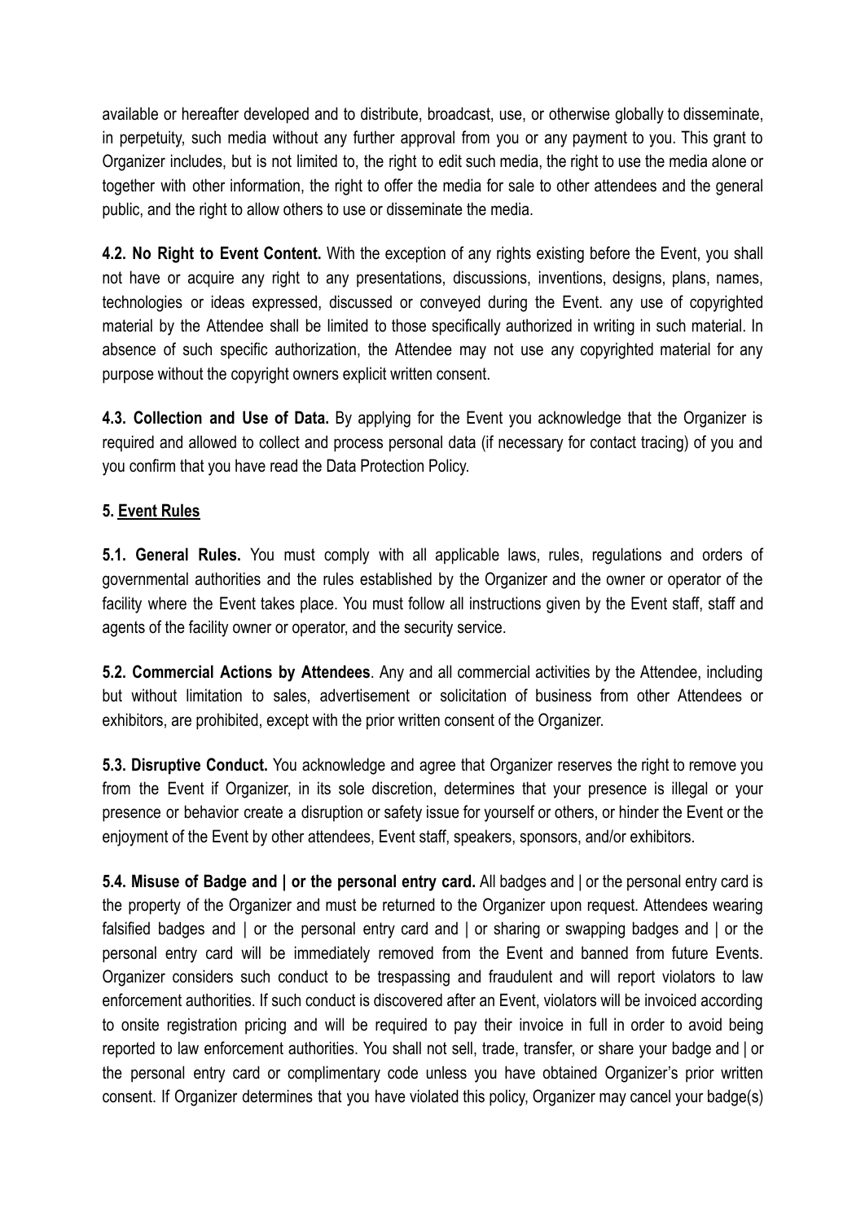available or hereafter developed and to distribute, broadcast, use, or otherwise globally to disseminate, in perpetuity, such media without any further approval from you or any payment to you. This grant to Organizer includes, but is not limited to, the right to edit such media, the right to use the media alone or together with other information, the right to offer the media for sale to other attendees and the general public, and the right to allow others to use or disseminate the media.

**4.2. No Right to Event Content.** With the exception of any rights existing before the Event, you shall not have or acquire any right to any presentations, discussions, inventions, designs, plans, names, technologies or ideas expressed, discussed or conveyed during the Event. any use of copyrighted material by the Attendee shall be limited to those specifically authorized in writing in such material. In absence of such specific authorization, the Attendee may not use any copyrighted material for any purpose without the copyright owners explicit written consent.

**4.3. Collection and Use of Data.** By applying for the Event you acknowledge that the Organizer is required and allowed to collect and process personal data (if necessary for contact tracing) of you and you confirm that you have read the Data Protection Policy.

## 5. Event Rules

**5.1. General Rules.** You must comply with all applicable laws, rules, regulations and orders of governmental authorities and the rules established by the Organizer and the owner or operator of the facility where the Event takes place. You must follow all instructions given by the Event staff, staff and agents of the facility owner or operator, and the security service.

**5.2. Commercial Actions by Attendees**. Any and all commercial activities by the Attendee, including but without limitation to sales, advertisement or solicitation of business from other Attendees or exhibitors, are prohibited, except with the prior written consent of the Organizer.

**5.3. Disruptive Conduct.** You acknowledge and agree that Organizer reserves the right to remove you from the Event if Organizer, in its sole discretion, determines that your presence is illegal or your presence or behavior create a disruption or safety issue for yourself or others, or hinder the Event or the enjoyment of the Event by other attendees, Event staff, speakers, sponsors, and/or exhibitors.

**5.4. Misuse of Badge and | or the personal entry card.** All badges and | or the personal entry card is the property of the Organizer and must be returned to the Organizer upon request. Attendees wearing falsified badges and | or the personal entry card and | or sharing or swapping badges and | or the personal entry card will be immediately removed from the Event and banned from future Events. Organizer considers such conduct to be trespassing and fraudulent and will report violators to law enforcement authorities. If such conduct is discovered after an Event, violators will be invoiced according to onsite registration pricing and will be required to pay their invoice in full in order to avoid being reported to law enforcement authorities. You shall not sell, trade, transfer, or share your badge and | or the personal entry card or complimentary code unless you have obtained Organizer's prior written consent. If Organizer determines that you have violated this policy, Organizer may cancel your badge(s)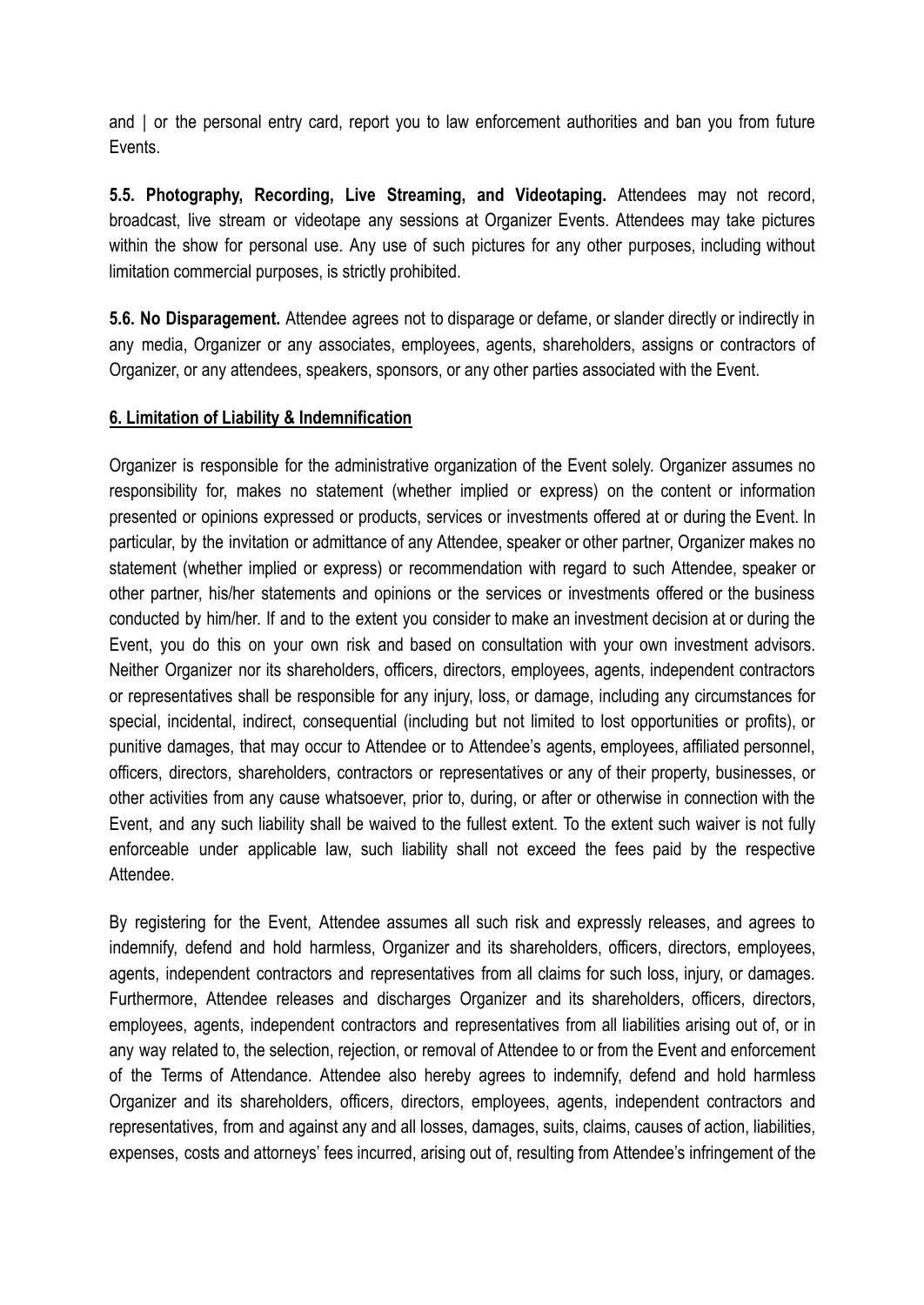and | or the personal entry card, report you to law enforcement authorities and ban you from future Events.

**5.5. Photography, Recording, Live Streaming, and Videotaping.** Attendees may not record, broadcast, live stream or videotape any sessions at Organizer Events. Attendees may take pictures within the show for personal use. Any use of such pictures for any other purposes, including without limitation commercial purposes, is strictly prohibited.

**5.6. No Disparagement.** Attendee agrees not to disparage or defame, or slander directly or indirectly in any media, Organizer or any associates, employees, agents, shareholders, assigns or contractors of Organizer, or any attendees, speakers, sponsors, or any other parties associated with the Event.

## 6. Limitation of Liability & Indemnification

Organizer is responsible for the administrative organization of the Event solely. Organizer assumes no responsibility for, makes no statement (whether implied or express) on the content or information presented or opinions expressed or products, services or investments offered at or during the Event. In particular, by the invitation or admittance of any Attendee, speaker or other partner, Organizer makes no statement (whether implied or express) or recommendation with regard to such Attendee, speaker or other partner, his/her statements and opinions or the services or investments offered or the business conducted by him/her. If and to the extent you consider to make an investment decision at or during the Event, you do this on your own risk and based on consultation with your own investment advisors. Neither Organizer nor its shareholders, officers, directors, employees, agents, independent contractors or representatives shall be responsible for any injury, loss, or damage, including any circumstances for special, incidental, indirect, consequential (including but not limited to lost opportunities or profits), or punitive damages, that may occur to Attendee or to Attendee's agents, employees, affiliated personnel, officers, directors, shareholders, contractors or representatives or any of their property, businesses, or other activities from any cause whatsoever, prior to, during, or after or otherwise in connection with the Event, and any such liability shall be waived to the fullest extent. To the extent such waiver is not fully enforceable under applicable law, such liability shall not exceed the fees paid by the respective Attendee.

By registering for the Event, Attendee assumes all such risk and expressly releases, and agrees to indemnify, defend and hold harmless, Organizer and its shareholders, officers, directors, employees, agents, independent contractors and representatives from all claims for such loss, injury, or damages. Furthermore, Attendee releases and discharges Organizer and its shareholders, officers, directors, employees, agents, independent contractors and representatives from all liabilities arising out of, or in any way related to, the selection, rejection, or removal of Attendee to or from the Event and enforcement of the Terms of Attendance. Attendee also hereby agrees to indemnify, defend and hold harmless Organizer and its shareholders, officers, directors, employees, agents, independent contractors and representatives, from and against any and all losses, damages, suits, claims, causes of action, liabilities, expenses, costs and attorneys' fees incurred, arising out of, resulting from Attendee's infringement of the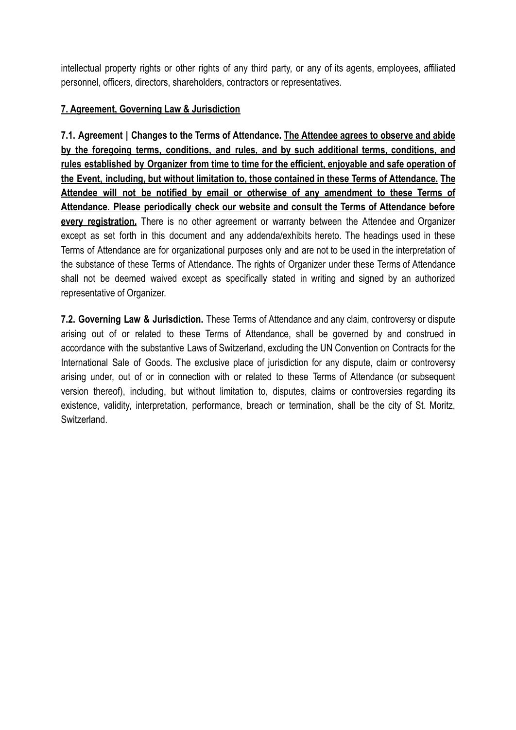intellectual property rights or other rights of any third party, or any of its agents, employees, affiliated personnel, officers, directors, shareholders, contractors or representatives.

## 7. Agreement, Governing Law & Jurisdiction

**7.1. Agreement | Changes to the Terms of Attendance.** **The Attendee agrees to observe and abide by the foregoing terms, conditions, and rules, and by such additional terms, conditions, and rules established by Organizer from time to time for the efficient, enjoyable and safe operation of the Event, including, but without limitation to, those contained in these Terms of Attendance.** **The Attendee will not be notified by email or otherwise of any amendment to these Terms of Attendance. Please periodically check our website and consult the Terms of Attendance before every registration.** There is no other agreement or warranty between the Attendee and Organizer except as set forth in this document and any addenda/exhibits hereto. The headings used in these Terms of Attendance are for organizational purposes only and are not to be used in the interpretation of the substance of these Terms of Attendance. The rights of Organizer under these Terms of Attendance shall not be deemed waived except as specifically stated in writing and signed by an authorized representative of Organizer.

**7.2. Governing Law & Jurisdiction.** These Terms of Attendance and any claim, controversy or dispute arising out of or related to these Terms of Attendance, shall be governed by and construed in accordance with the substantive Laws of Switzerland, excluding the UN Convention on Contracts for the International Sale of Goods. The exclusive place of jurisdiction for any dispute, claim or controversy arising under, out of or in connection with or related to these Terms of Attendance (or subsequent version thereof), including, but without limitation to, disputes, claims or controversies regarding its existence, validity, interpretation, performance, breach or termination, shall be the city of St. Moritz, Switzerland.